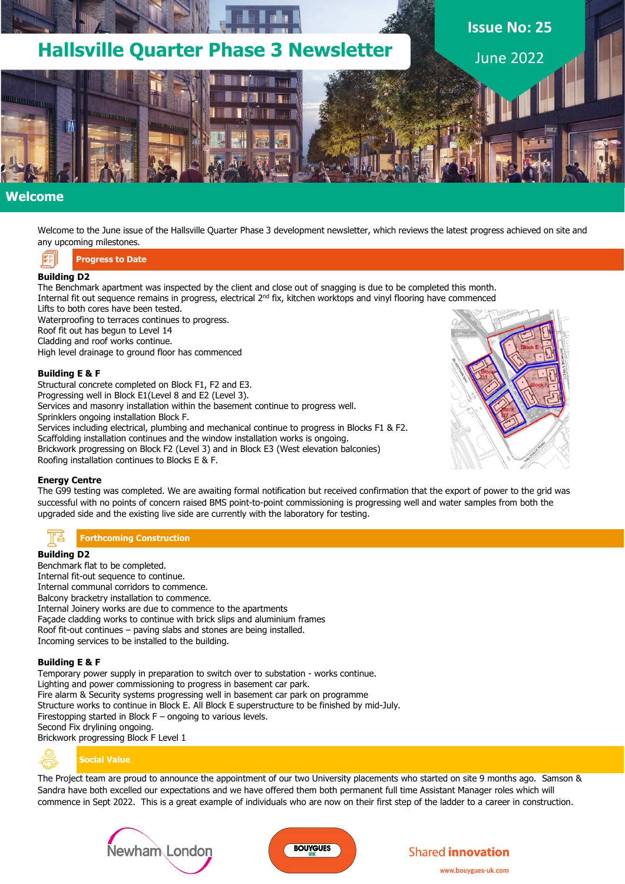# Hallsville Quarter Phase 3 Newsletter

**Issue No: 25**

June 2022

## Welcome

Welcome to the June issue of the Hallsville Quarter Phase 3 development newsletter, which reviews the latest progress achieved on site and any upcoming milestones.

## Progress to Date

**Building D2**

The Benchmark apartment was inspected by the client and close out of snagging is due to be completed this month.
Internal fit out sequence remains in progress, electrical 2nd fix, kitchen worktops and vinyl flooring have commenced
Lifts to both cores have been tested.
Waterproofing to terraces continues to progress.
Roof fit out has begun to Level 14
Cladding and roof works continue.
High level drainage to ground floor has commenced

**Building E & F**

Structural concrete completed on Block F1, F2 and E3.
Progressing well in Block E1(Level 8 and E2 (Level 3).
Services and masonry installation within the basement continue to progress well.
Sprinklers ongoing installation Block F.
Services including electrical, plumbing and mechanical continue to progress in Blocks F1 & F2.
Scaffolding installation continues and the window installation works is ongoing.
Brickwork progressing on Block F2 (Level 3) and in Block E3 (West elevation balconies)
Roofing installation continues to Blocks E & F.

**Energy Centre**

The G99 testing was completed. We are awaiting formal notification but received confirmation that the export of power to the grid was successful with no points of concern raised BMS point-to-point commissioning is progressing well and water samples from both the upgraded side and the existing live side are currently with the laboratory for testing.

## Forthcoming Construction

**Building D2**

Benchmark flat to be completed.
Internal fit-out sequence to continue.
Internal communal corridors to commence.
Balcony bracketry installation to commence.
Internal Joinery works are due to commence to the apartments
Façade cladding works to continue with brick slips and aluminium frames
Roof fit-out continues – paving slabs and stones are being installed.
Incoming services to be installed to the building.

**Building E & F**

Temporary power supply in preparation to switch over to substation - works continue.
Lighting and power commissioning to progress in basement car park.
Fire alarm & Security systems progressing well in basement car park on programme
Structure works to continue in Block E. All Block E superstructure to be finished by mid-July.
Firestopping started in Block F – ongoing to various levels.
Second Fix drylining ongoing.
Brickwork progressing Block F Level 1

## Social Value

The Project team are proud to announce the appointment of our two University placements who started on site 9 months ago. Samson & Sandra have both excelled our expectations and we have offered them both permanent full time Assistant Manager roles which will commence in Sept 2022. This is a great example of individuals who are now on their first step of the ladder to a career in construction.

Newham London

BOUYGUES UK

Shared **innovation**

www.bouygues-uk.com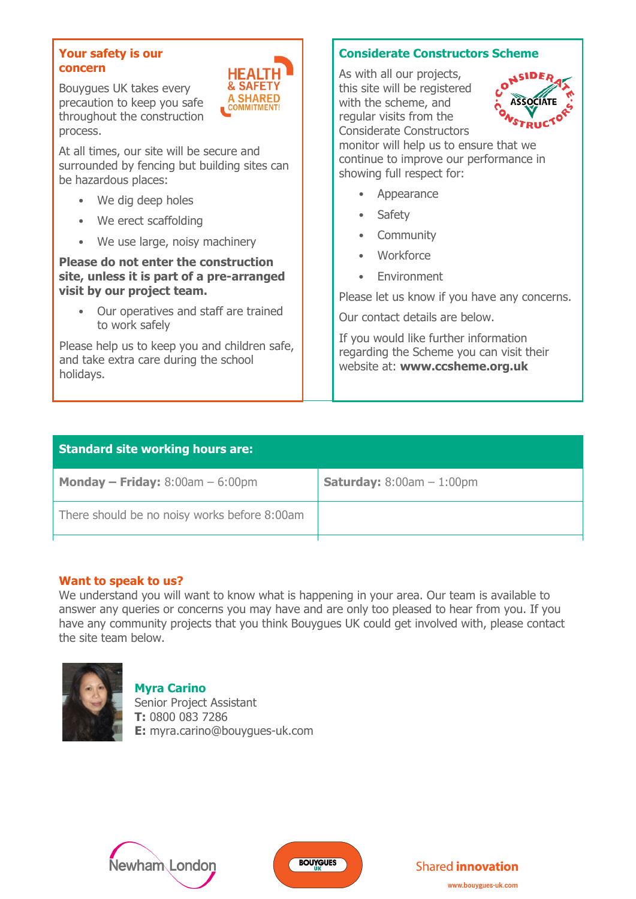## Your safety is our concern

HEALTH & SAFETY A SHARED COMMITMENT!

Bouygues UK takes every precaution to keep you safe throughout the construction process.

At all times, our site will be secure and surrounded by fencing but building sites can be hazardous places:

- We dig deep holes
- We erect scaffolding
- We use large, noisy machinery

**Please do not enter the construction site, unless it is part of a pre-arranged visit by our project team.**

- Our operatives and staff are trained to work safely

Please help us to keep you and children safe, and take extra care during the school holidays.

## Considerate Constructors Scheme

CONSIDERATE CONSTRUCTORS ASSOCIATE

As with all our projects, this site will be registered with the scheme, and regular visits from the Considerate Constructors monitor will help us to ensure that we continue to improve our performance in showing full respect for:

- Appearance
- Safety
- Community
- Workforce
- Environment

Please let us know if you have any concerns.

Our contact details are below.

If you would like further information regarding the Scheme you can visit their website at: **www.ccsheme.org.uk**

| Standard site working hours are: | |
|---|---|
| **Monday – Friday:** 8:00am – 6:00pm | **Saturday:** 8:00am – 1:00pm |
| There should be no noisy works before 8:00am | |

## Want to speak to us?

We understand you will want to know what is happening in your area. Our team is available to answer any queries or concerns you may have and are only too pleased to hear from you. If you have any community projects that you think Bouygues UK could get involved with, please contact the site team below.

**Myra Carino**
Senior Project Assistant
**T:** 0800 083 7286
**E:** myra.carino@bouygues-uk.com

Newham London

BOUYGUES UK

Shared **innovation**
www.bouygues-uk.com